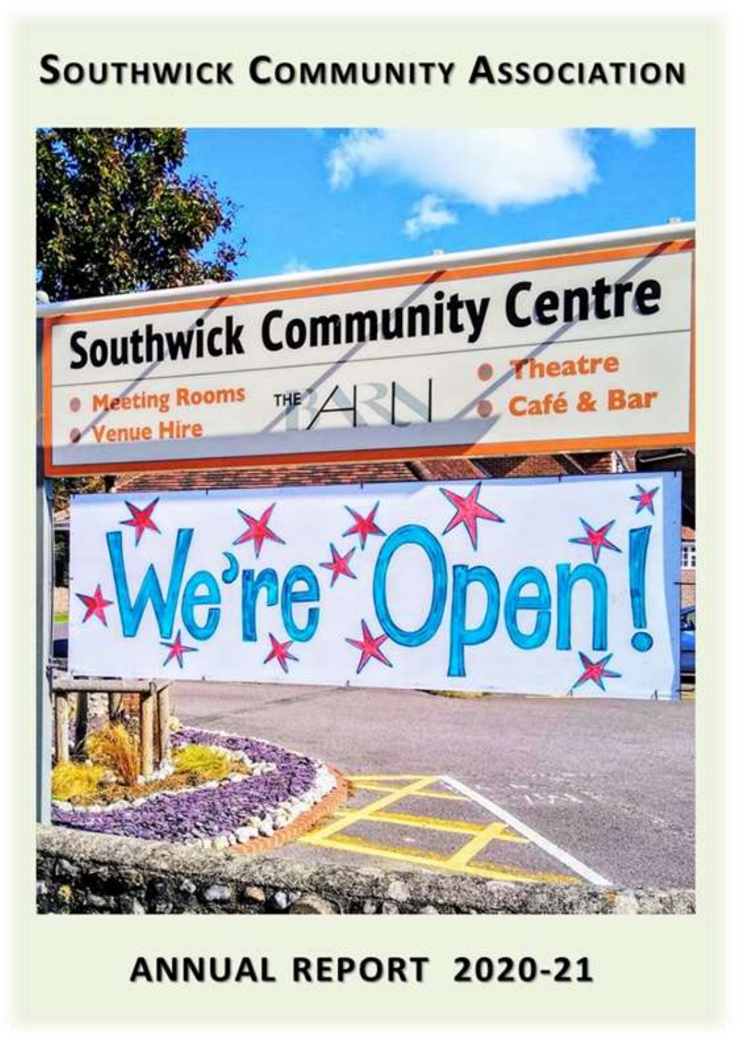# Southwick Community Association

# Annual Report 2020-21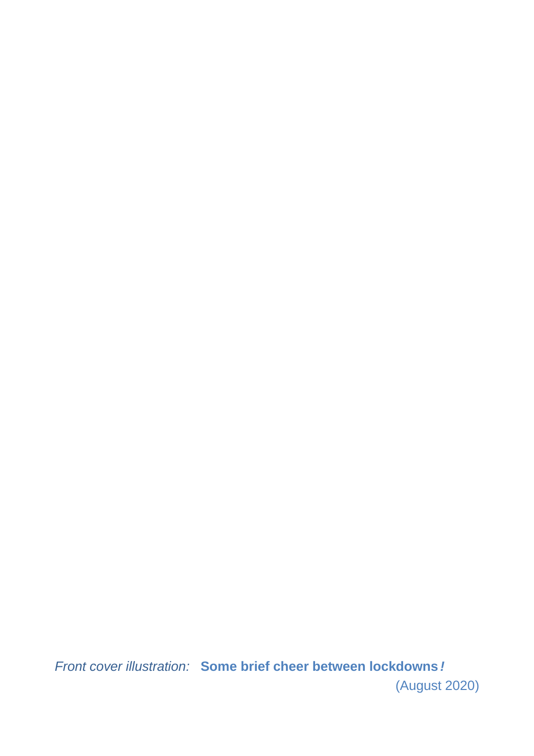*Front cover illustration:* **Some brief cheer between lockdowns*!***

(August 2020)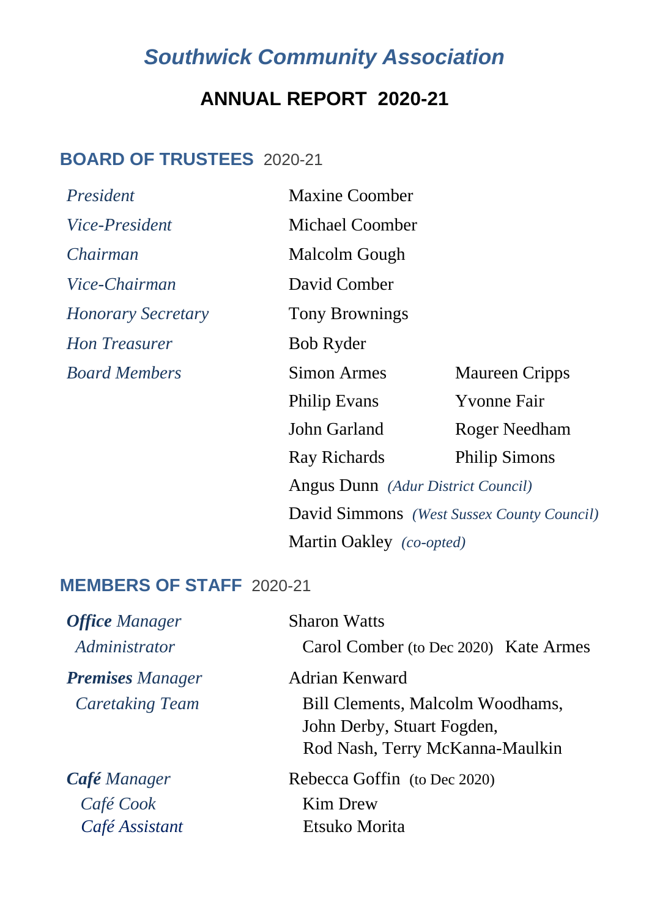# *Southwick Community Association*

## ANNUAL REPORT 2020-21

### BOARD OF TRUSTEES 2020-21

| | | |
|---|---|---|
| *President* | Maxine Coomber | |
| *Vice-President* | Michael Coomber | |
| *Chairman* | Malcolm Gough | |
| *Vice-Chairman* | David Comber | |
| *Honorary Secretary* | Tony Brownings | |
| *Hon Treasurer* | Bob Ryder | |
| *Board Members* | Simon Armes | Maureen Cripps |
| | Philip Evans | Yvonne Fair |
| | John Garland | Roger Needham |
| | Ray Richards | Philip Simons |
| | Angus Dunn *(Adur District Council)* | |
| | David Simmons *(West Sussex County Council)* | |
| | Martin Oakley *(co-opted)* | |

### MEMBERS OF STAFF 2020-21

| | |
|---|---|
| ***Office** Manager* | Sharon Watts |
| *Administrator* | Carol Comber (to Dec 2020) Kate Armes |
| ***Premises** Manager* | Adrian Kenward |
| *Caretaking Team* | Bill Clements, Malcolm Woodhams, John Derby, Stuart Fogden, Rod Nash, Terry McKanna-Maulkin |
| ***Café** Manager* | Rebecca Goffin (to Dec 2020) |
| *Café Cook* | Kim Drew |
| *Café Assistant* | Etsuko Morita |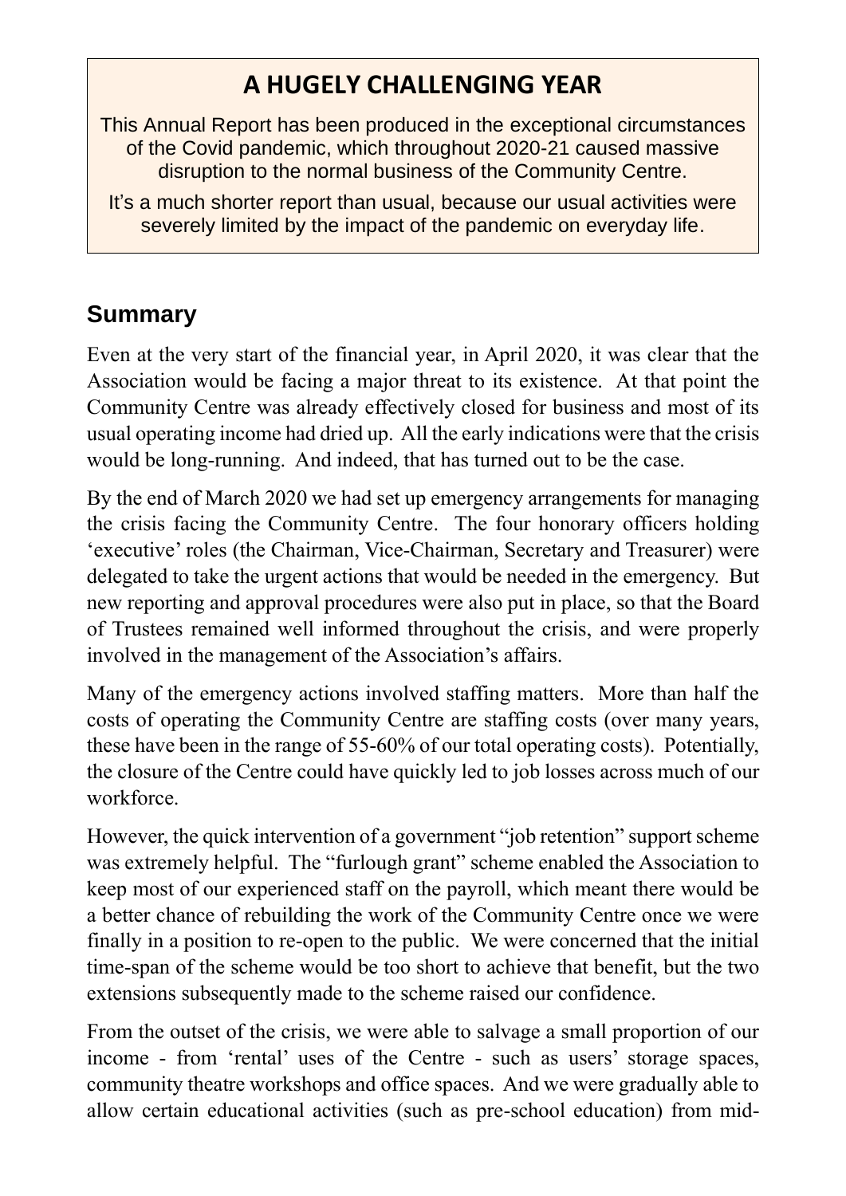## A HUGELY CHALLENGING YEAR

This Annual Report has been produced in the exceptional circumstances of the Covid pandemic, which throughout 2020-21 caused massive disruption to the normal business of the Community Centre.

It's a much shorter report than usual, because our usual activities were severely limited by the impact of the pandemic on everyday life.

## Summary

Even at the very start of the financial year, in April 2020, it was clear that the Association would be facing a major threat to its existence. At that point the Community Centre was already effectively closed for business and most of its usual operating income had dried up. All the early indications were that the crisis would be long-running. And indeed, that has turned out to be the case.

By the end of March 2020 we had set up emergency arrangements for managing the crisis facing the Community Centre. The four honorary officers holding 'executive' roles (the Chairman, Vice-Chairman, Secretary and Treasurer) were delegated to take the urgent actions that would be needed in the emergency. But new reporting and approval procedures were also put in place, so that the Board of Trustees remained well informed throughout the crisis, and were properly involved in the management of the Association's affairs.

Many of the emergency actions involved staffing matters. More than half the costs of operating the Community Centre are staffing costs (over many years, these have been in the range of 55-60% of our total operating costs). Potentially, the closure of the Centre could have quickly led to job losses across much of our workforce.

However, the quick intervention of a government "job retention" support scheme was extremely helpful. The "furlough grant" scheme enabled the Association to keep most of our experienced staff on the payroll, which meant there would be a better chance of rebuilding the work of the Community Centre once we were finally in a position to re-open to the public. We were concerned that the initial time-span of the scheme would be too short to achieve that benefit, but the two extensions subsequently made to the scheme raised our confidence.

From the outset of the crisis, we were able to salvage a small proportion of our income - from 'rental' uses of the Centre - such as users' storage spaces, community theatre workshops and office spaces. And we were gradually able to allow certain educational activities (such as pre-school education) from mid-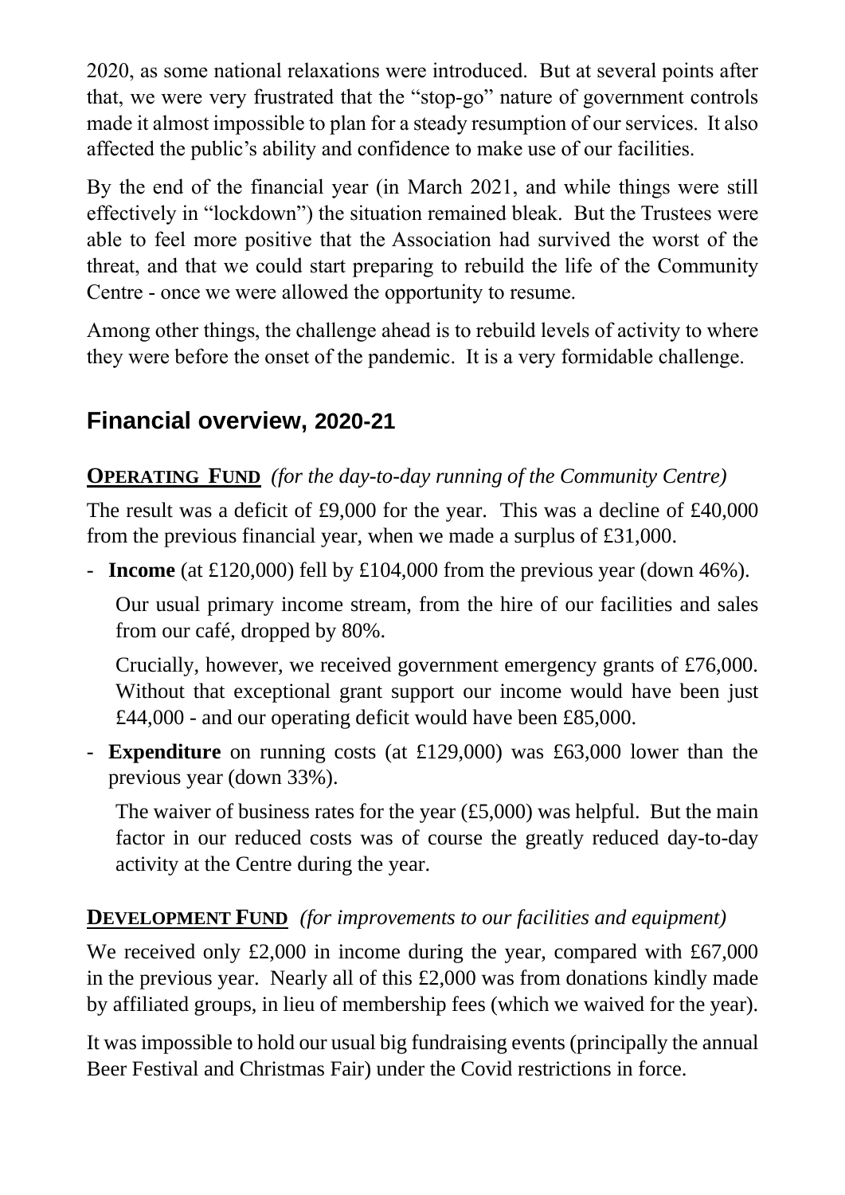2020, as some national relaxations were introduced. But at several points after that, we were very frustrated that the "stop-go" nature of government controls made it almost impossible to plan for a steady resumption of our services. It also affected the public's ability and confidence to make use of our facilities.

By the end of the financial year (in March 2021, and while things were still effectively in "lockdown") the situation remained bleak. But the Trustees were able to feel more positive that the Association had survived the worst of the threat, and that we could start preparing to rebuild the life of the Community Centre - once we were allowed the opportunity to resume.

Among other things, the challenge ahead is to rebuild levels of activity to where they were before the onset of the pandemic. It is a very formidable challenge.

## Financial overview, 2020-21

**OPERATING FUND** *(for the day-to-day running of the Community Centre)*

The result was a deficit of £9,000 for the year. This was a decline of £40,000 from the previous financial year, when we made a surplus of £31,000.

- **Income** (at £120,000) fell by £104,000 from the previous year (down 46%).

  Our usual primary income stream, from the hire of our facilities and sales from our café, dropped by 80%.

  Crucially, however, we received government emergency grants of £76,000. Without that exceptional grant support our income would have been just £44,000 - and our operating deficit would have been £85,000.

- **Expenditure** on running costs (at £129,000) was £63,000 lower than the previous year (down 33%).

  The waiver of business rates for the year (£5,000) was helpful. But the main factor in our reduced costs was of course the greatly reduced day-to-day activity at the Centre during the year.

**DEVELOPMENT FUND** *(for improvements to our facilities and equipment)*

We received only £2,000 in income during the year, compared with £67,000 in the previous year. Nearly all of this £2,000 was from donations kindly made by affiliated groups, in lieu of membership fees (which we waived for the year).

It was impossible to hold our usual big fundraising events (principally the annual Beer Festival and Christmas Fair) under the Covid restrictions in force.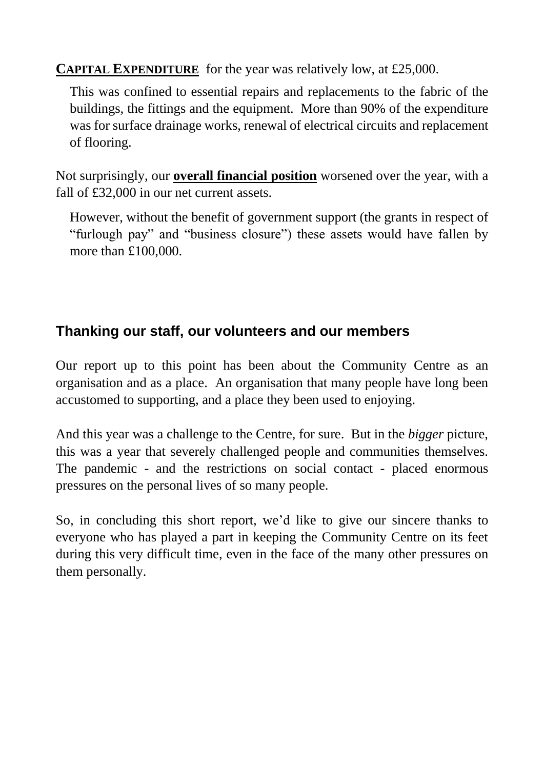**CAPITAL EXPENDITURE** for the year was relatively low, at £25,000.

This was confined to essential repairs and replacements to the fabric of the buildings, the fittings and the equipment. More than 90% of the expenditure was for surface drainage works, renewal of electrical circuits and replacement of flooring.

Not surprisingly, our **overall financial position** worsened over the year, with a fall of £32,000 in our net current assets.

However, without the benefit of government support (the grants in respect of "furlough pay" and "business closure") these assets would have fallen by more than £100,000.

## Thanking our staff, our volunteers and our members

Our report up to this point has been about the Community Centre as an organisation and as a place. An organisation that many people have long been accustomed to supporting, and a place they been used to enjoying.

And this year was a challenge to the Centre, for sure. But in the *bigger* picture, this was a year that severely challenged people and communities themselves. The pandemic - and the restrictions on social contact - placed enormous pressures on the personal lives of so many people.

So, in concluding this short report, we'd like to give our sincere thanks to everyone who has played a part in keeping the Community Centre on its feet during this very difficult time, even in the face of the many other pressures on them personally.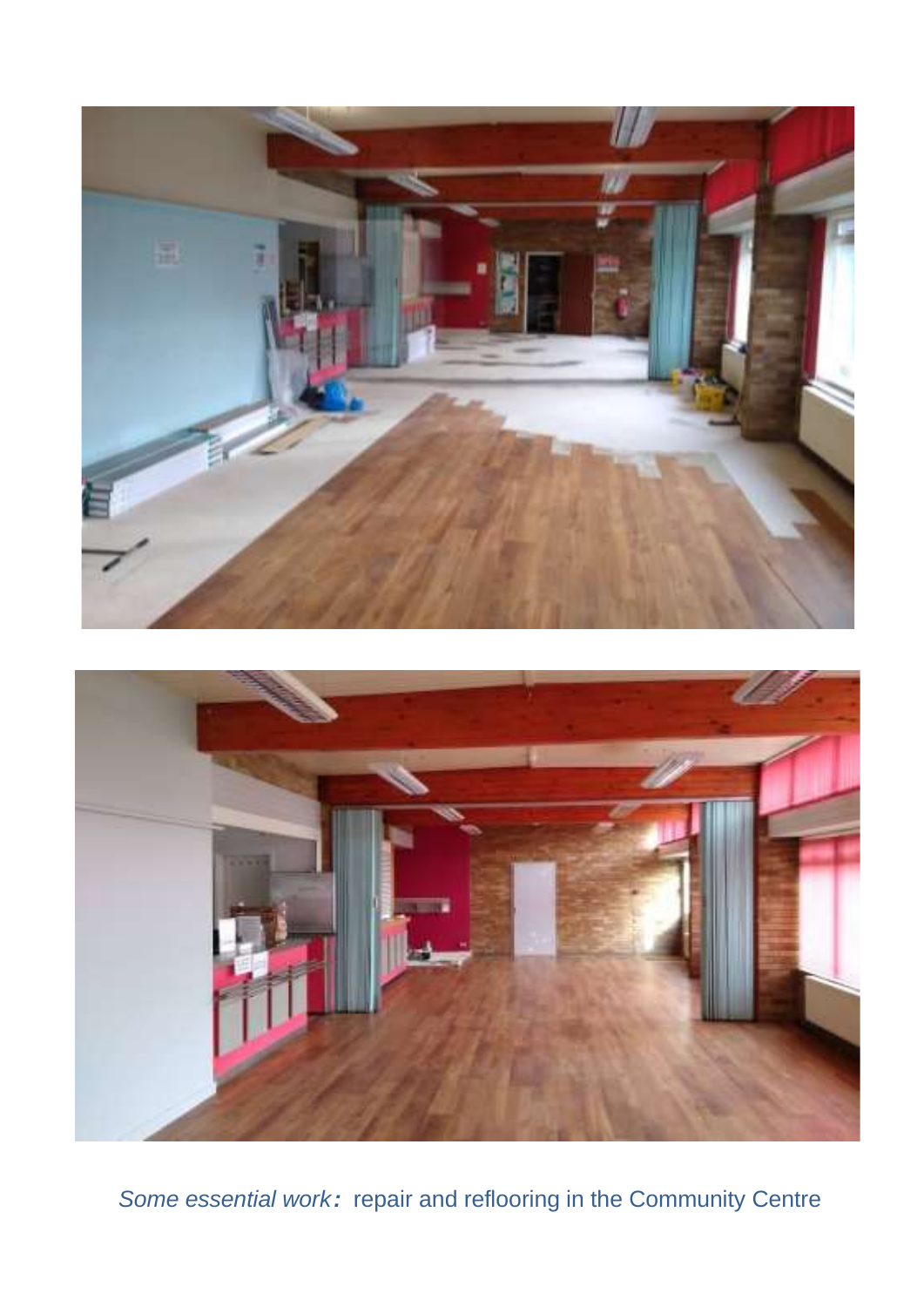*Some essential work:* repair and reflooring in the Community Centre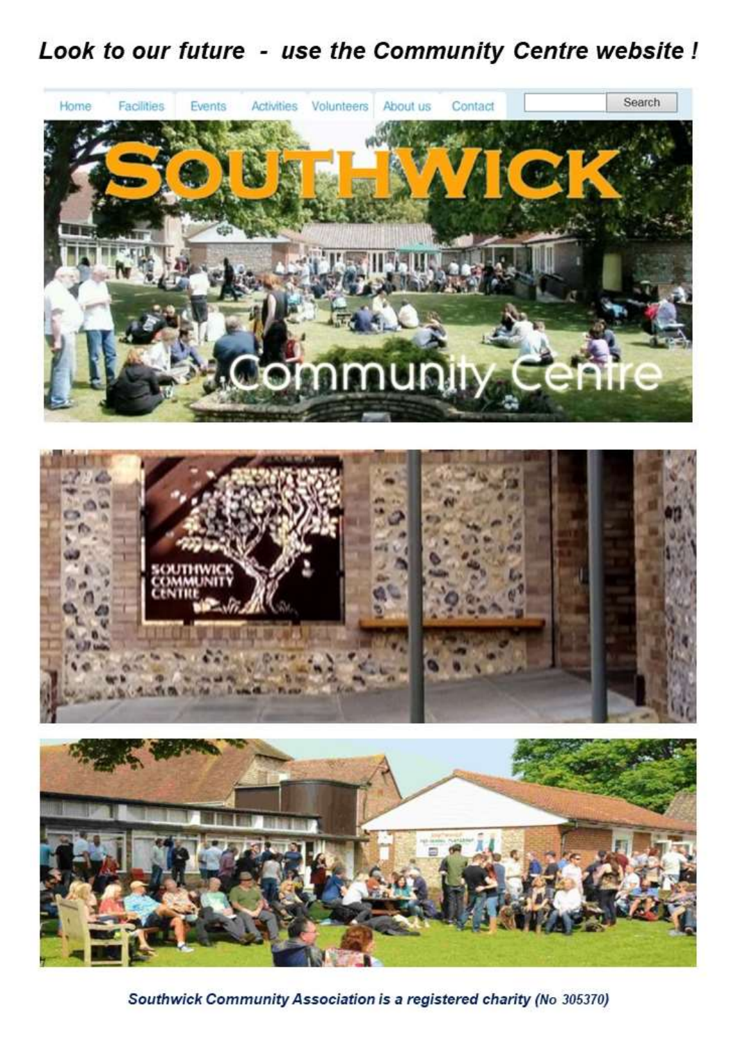***Look to our future - use the Community Centre website !***

***Southwick Community Association is a registered charity (No 305370)***